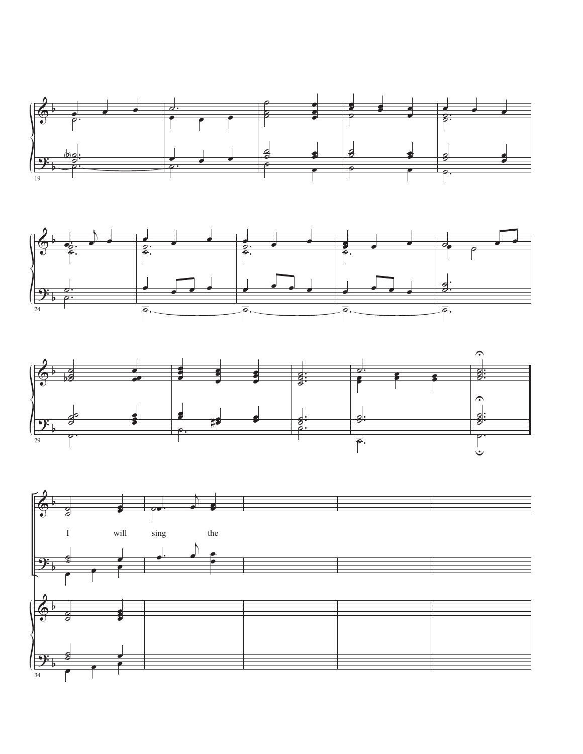19

24

29

I will sing the

34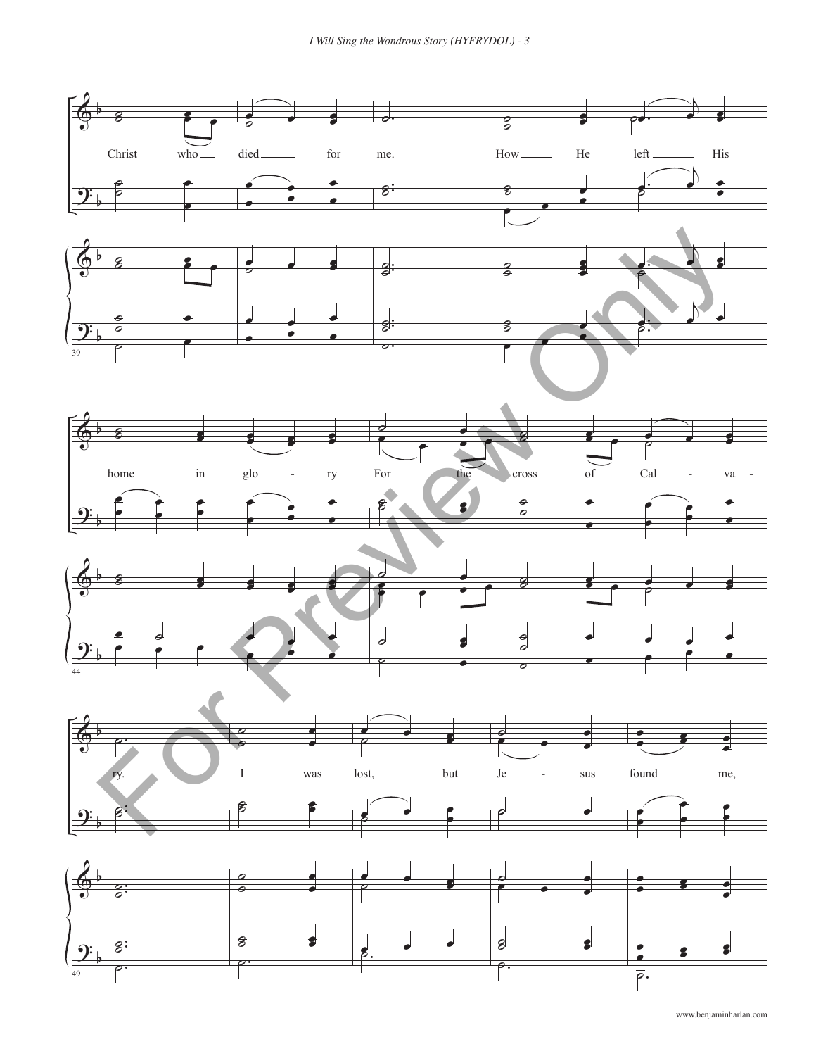Christ who died for me. How He left His

home in glo - ry For the cross of Cal - va -

ry. I was lost, but Je - sus found me,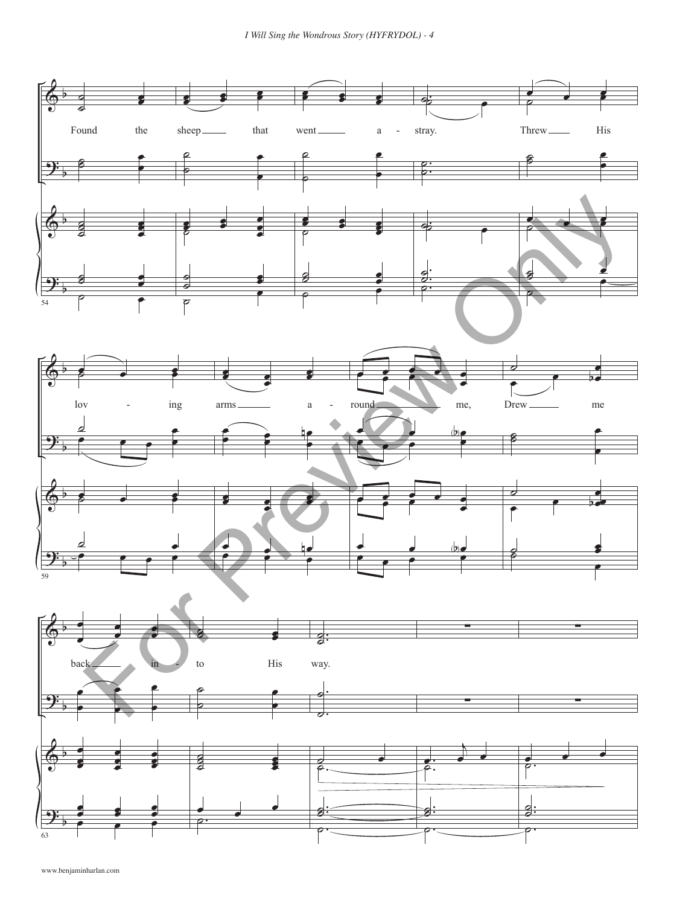Found the sheep that went a - stray. Threw His

lov - ing arms a - round me, Drew me

back in - to His way.

For Preview Only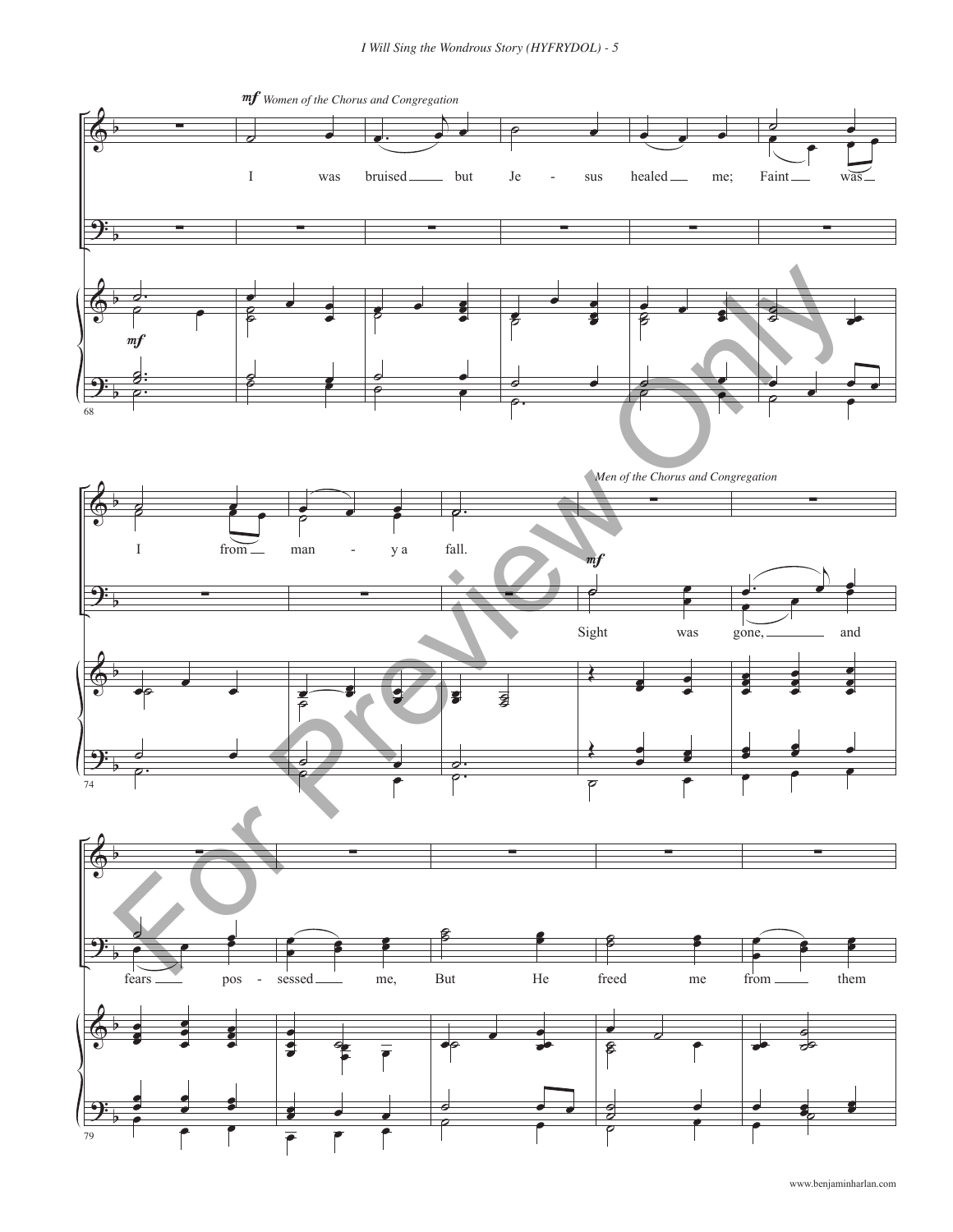*mf Women of the Chorus and Congregation*

I was bruised but Je - sus healed me; Faint was I from many a fall.

*Men of the Chorus and Congregation*

*mf*

Sight was gone, and fears pos - sessed me, But He freed me from them

www.benjaminharlan.com

For Preview Only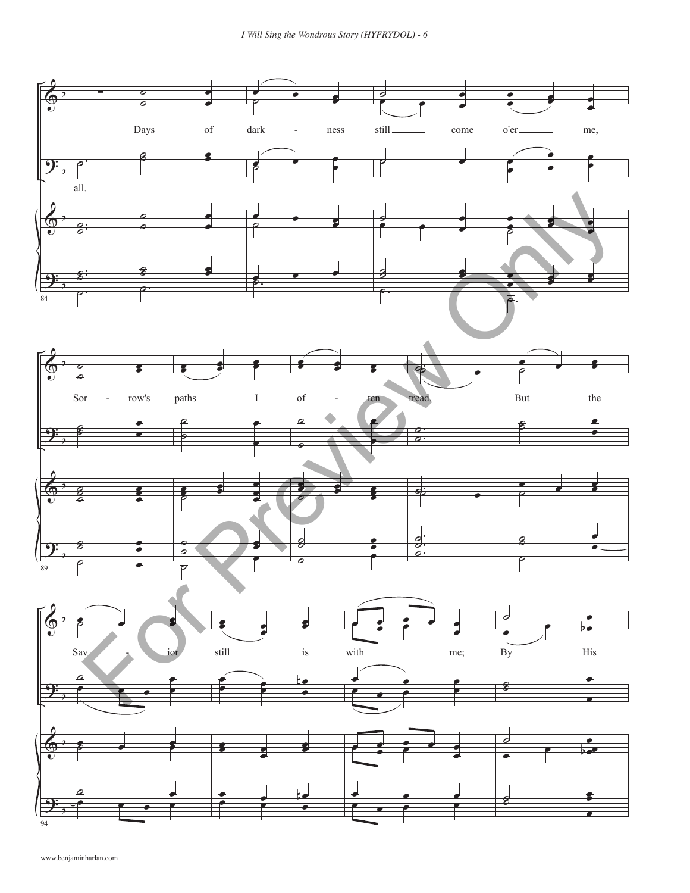Days of dark - ness still come o'er me,

all.

Sor - row's paths I of - ten tread, But the

Sav - ior still is with me; By His

www.benjaminharlan.com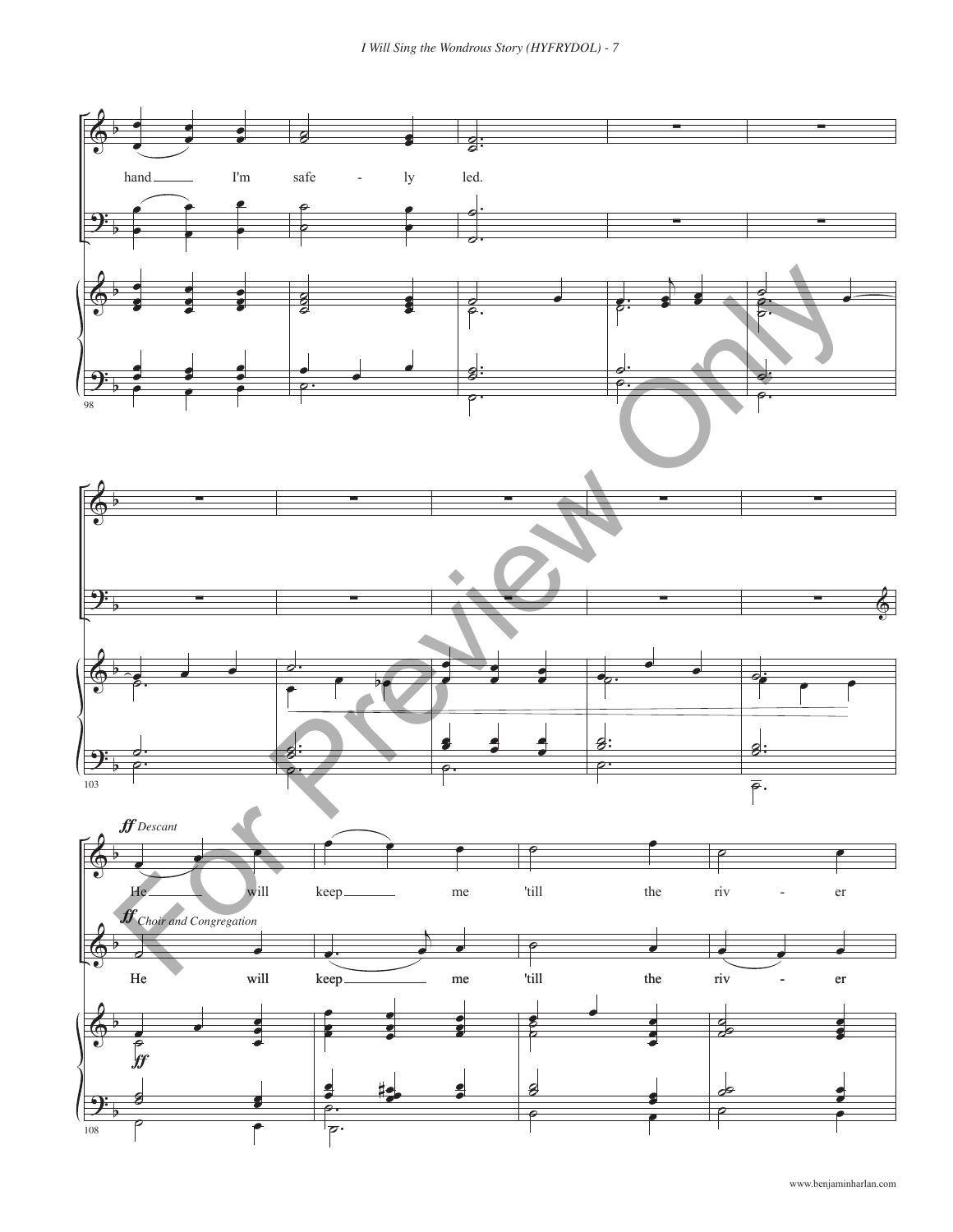hand I'm safe - ly led.

*ff Descant*

He will keep me 'till the riv - er

*ff Choir and Congregation*

He will keep me 'till the riv - er

*ff*

www.benjaminharlan.com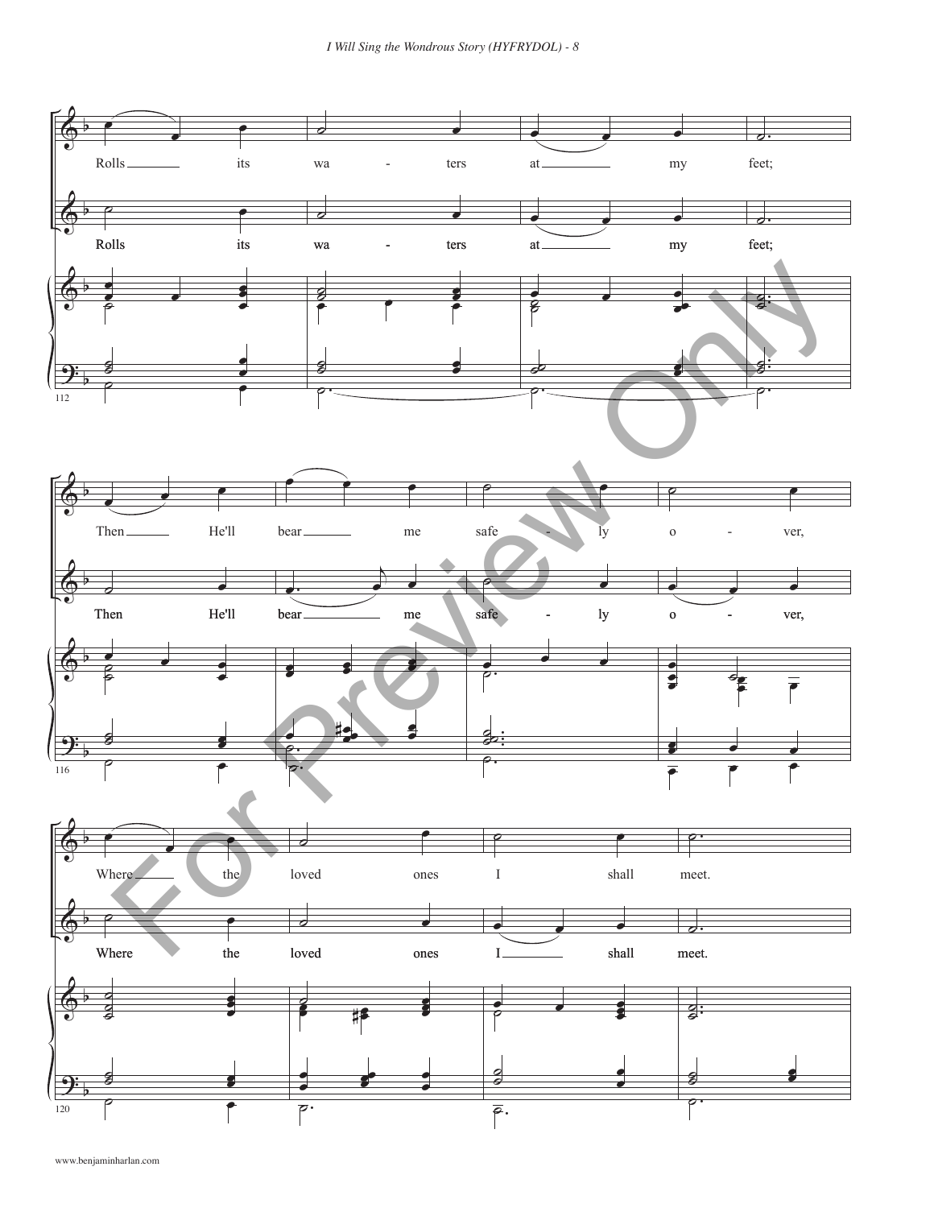Rolls its waters at my feet;

Rolls its waters at my feet;

Then He'll bear me safely over,

Then He'll bear me safely over,

Where the loved ones I shall meet.

Where the loved ones I shall meet.

112

116

120

www.benjaminharlan.com

For Preview Only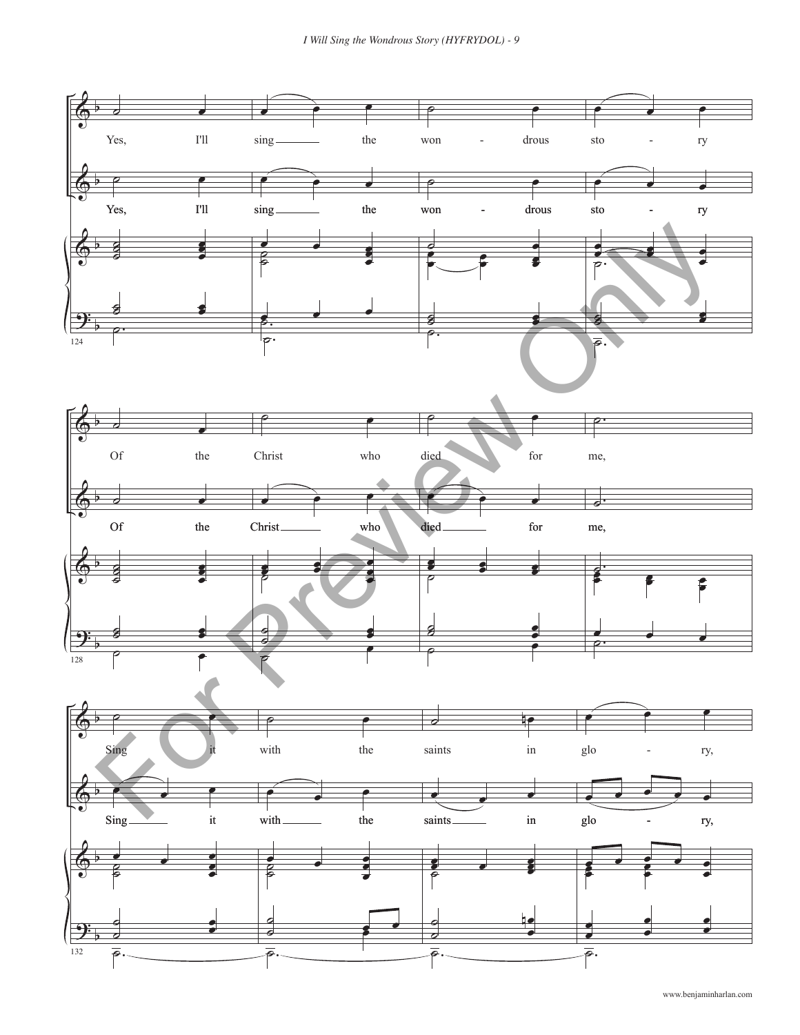Yes, I'll sing the won - drous sto - ry

Yes, I'll sing the won - drous sto - ry

Of the Christ who died for me,

Of the Christ who died for me,

Sing it with the saints in glo - ry,

Sing it with the saints in glo - ry,

www.benjaminharlan.com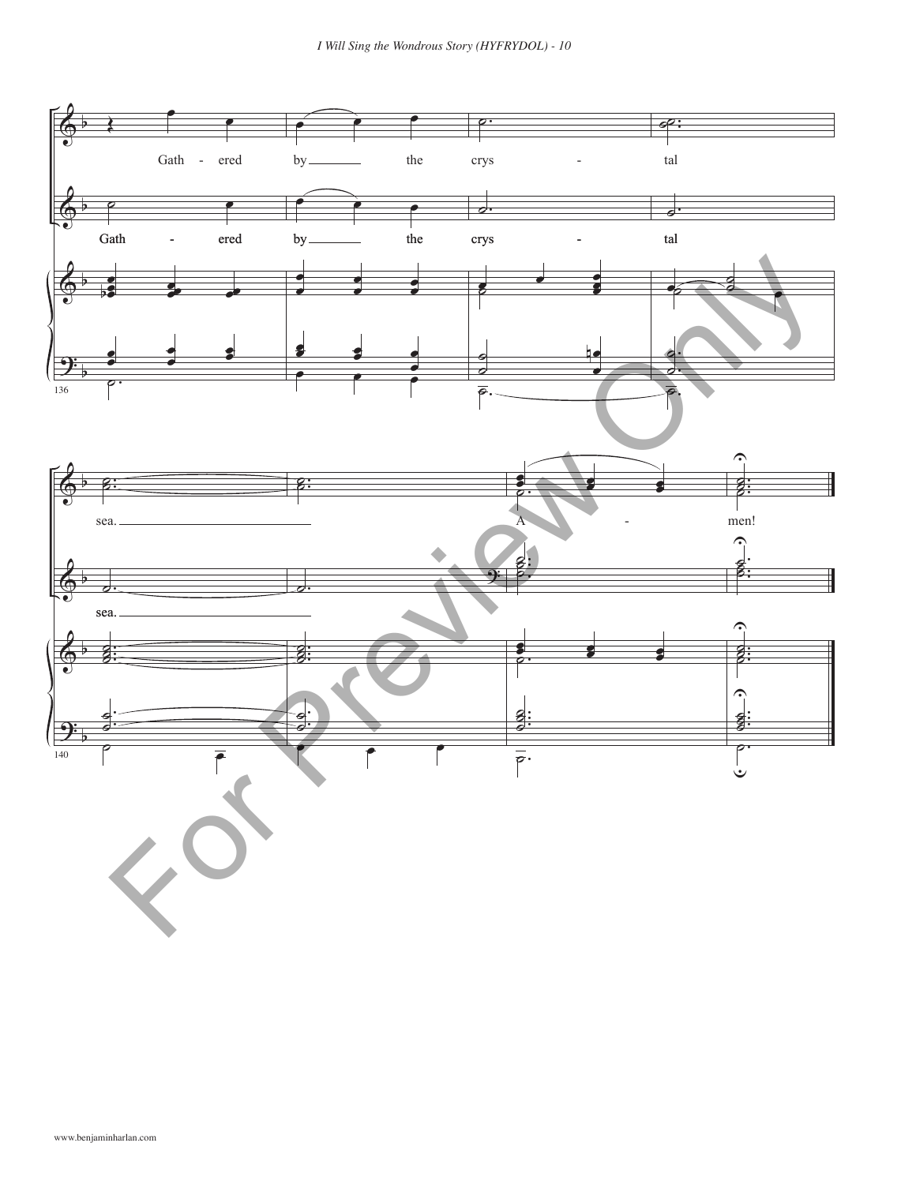Gath - ered by the crys - tal

Gath - ered by the crys - tal

136

sea.

A - men!

sea.

140

www.benjaminharlan.com